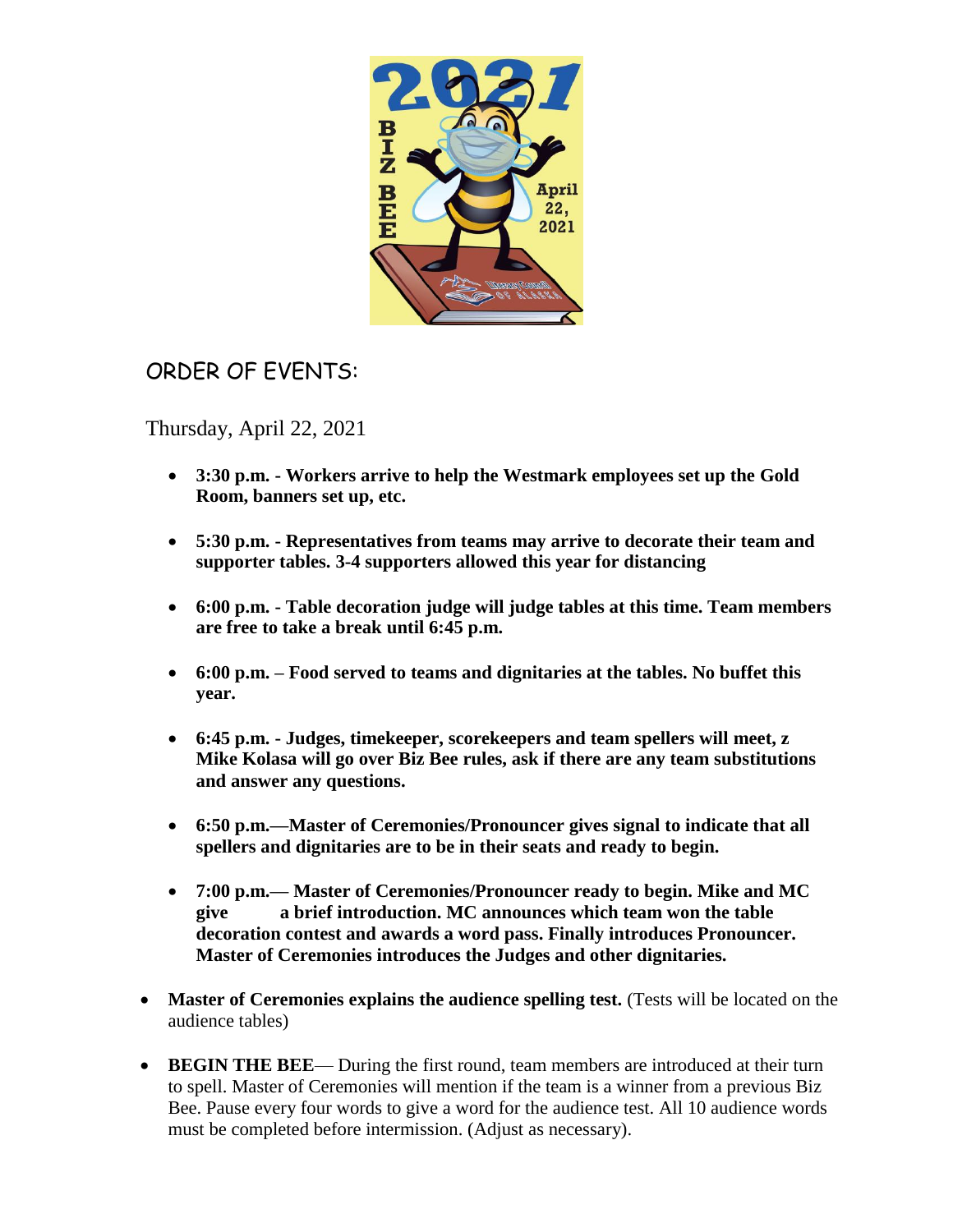## ORDER OF EVENTS:

Thursday, April 22, 2021

- **3:30 p.m. - Workers arrive to help the Westmark employees set up the Gold Room, banners set up, etc.**

- **5:30 p.m. - Representatives from teams may arrive to decorate their team and supporter tables. 3-4 supporters allowed this year for distancing**

- **6:00 p.m. - Table decoration judge will judge tables at this time. Team members are free to take a break until 6:45 p.m.**

- **6:00 p.m. – Food served to teams and dignitaries at the tables. No buffet this year.**

- **6:45 p.m. - Judges, timekeeper, scorekeepers and team spellers will meet, z Mike Kolasa will go over Biz Bee rules, ask if there are any team substitutions and answer any questions.**

- **6:50 p.m.—Master of Ceremonies/Pronouncer gives signal to indicate that all spellers and dignitaries are to be in their seats and ready to begin.**

- **7:00 p.m.— Master of Ceremonies/Pronouncer ready to begin. Mike and MC give a brief introduction. MC announces which team won the table decoration contest and awards a word pass. Finally introduces Pronouncer. Master of Ceremonies introduces the Judges and other dignitaries.**

- **Master of Ceremonies explains the audience spelling test.** (Tests will be located on the audience tables)

- **BEGIN THE BEE**— During the first round, team members are introduced at their turn to spell. Master of Ceremonies will mention if the team is a winner from a previous Biz Bee. Pause every four words to give a word for the audience test. All 10 audience words must be completed before intermission. (Adjust as necessary).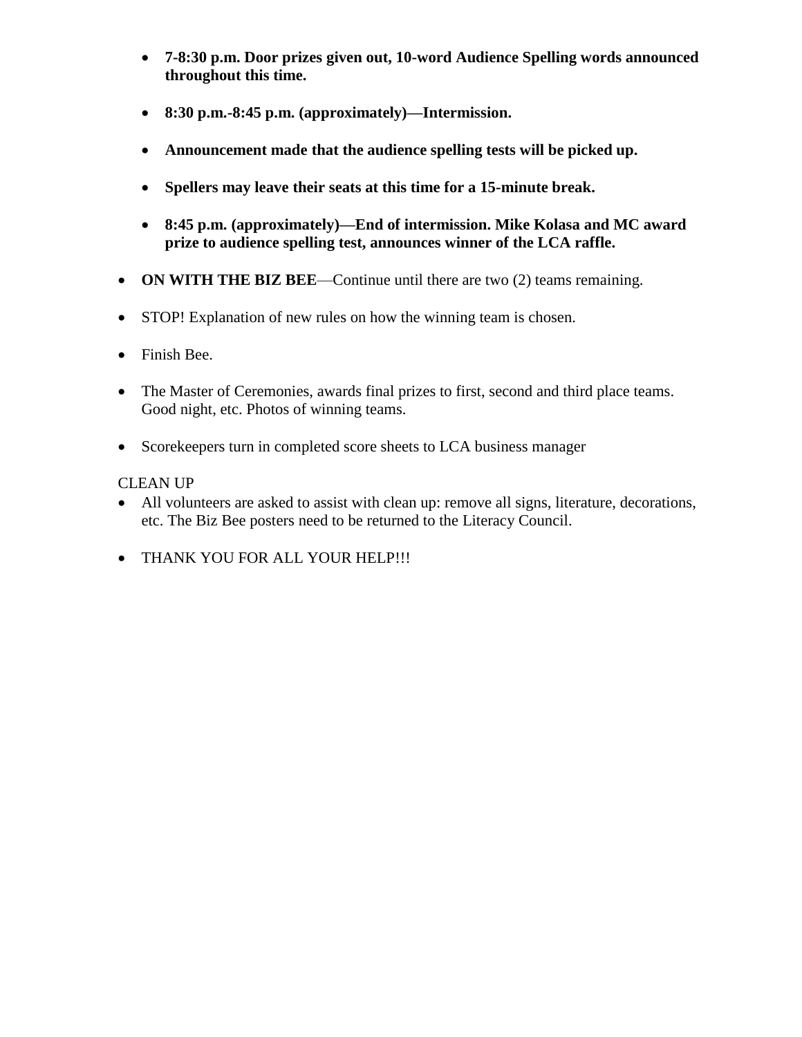- **7-8:30 p.m. Door prizes given out, 10-word Audience Spelling words announced throughout this time.**

- **8:30 p.m.-8:45 p.m. (approximately)—Intermission.**

- **Announcement made that the audience spelling tests will be picked up.**

- **Spellers may leave their seats at this time for a 15-minute break.**

- **8:45 p.m. (approximately)—End of intermission. Mike Kolasa and MC award prize to audience spelling test, announces winner of the LCA raffle.**

- **ON WITH THE BIZ BEE**—Continue until there are two (2) teams remaining.

- STOP! Explanation of new rules on how the winning team is chosen.

- Finish Bee.

- The Master of Ceremonies, awards final prizes to first, second and third place teams. Good night, etc. Photos of winning teams.

- Scorekeepers turn in completed score sheets to LCA business manager

CLEAN UP

- All volunteers are asked to assist with clean up: remove all signs, literature, decorations, etc. The Biz Bee posters need to be returned to the Literacy Council.

- THANK YOU FOR ALL YOUR HELP!!!